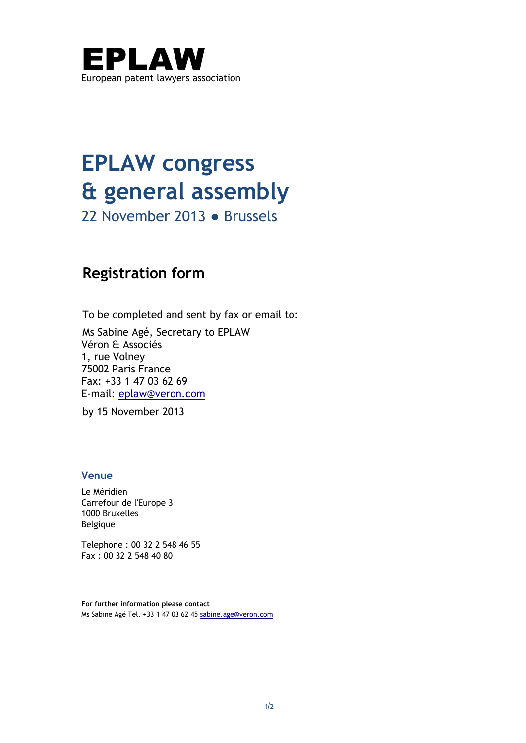# EPLAW

European patent lawyers association

# EPLAW congress & general assembly

22 November 2013 ● Brussels

## Registration form

To be completed and sent by fax or email to:

Ms Sabine Agé, Secretary to EPLAW
Véron & Associés
1, rue Volney
75002 Paris France
Fax: +33 1 47 03 62 69
E-mail: eplaw@veron.com

by 15 November 2013

### Venue

Le Méridien
Carrefour de l'Europe 3
1000 Bruxelles
Belgique

Telephone : 00 32 2 548 46 55
Fax : 00 32 2 548 40 80

**For further information please contact**
Ms Sabine Agé Tel. +33 1 47 03 62 45 sabine.age@veron.com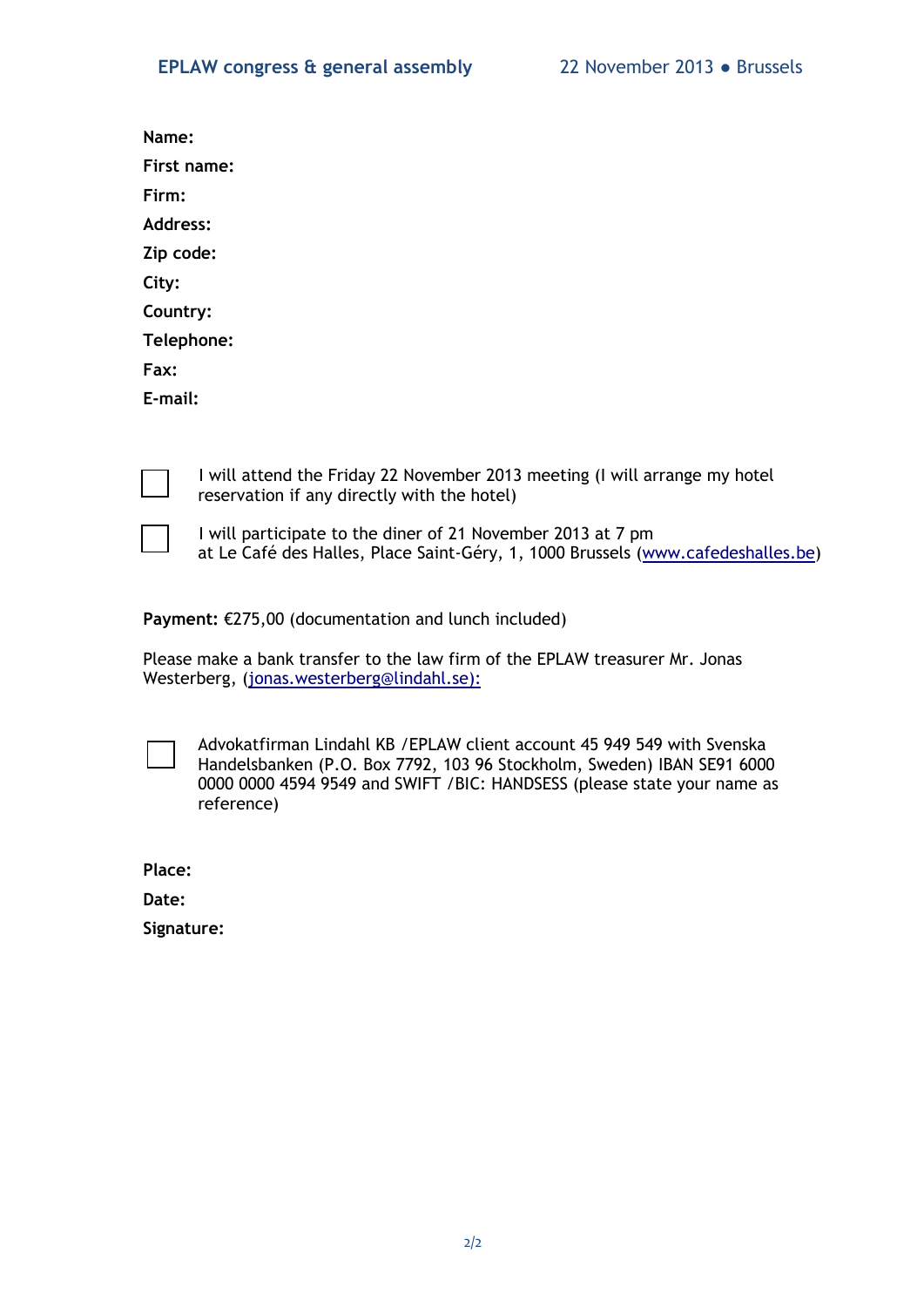**Name:**

**First name:**

**Firm:**

**Address:**

**Zip code:**

**City:**

**Country:**

**Telephone:**

**Fax:**

**E-mail:**

- [ ] I will attend the Friday 22 November 2013 meeting (I will arrange my hotel reservation if any directly with the hotel)
- [ ] I will participate to the diner of 21 November 2013 at 7 pm at Le Café des Halles, Place Saint-Géry, 1, 1000 Brussels (www.cafedeshalles.be)

**Payment:** €275,00 (documentation and lunch included)

Please make a bank transfer to the law firm of the EPLAW treasurer Mr. Jonas Westerberg, (jonas.westerberg@lindahl.se):

- [ ] Advokatfirman Lindahl KB /EPLAW client account 45 949 549 with Svenska Handelsbanken (P.O. Box 7792, 103 96 Stockholm, Sweden) IBAN SE91 6000 0000 0000 4594 9549 and SWIFT /BIC: HANDSESS (please state your name as reference)

**Place:**

**Date:**

**Signature:**